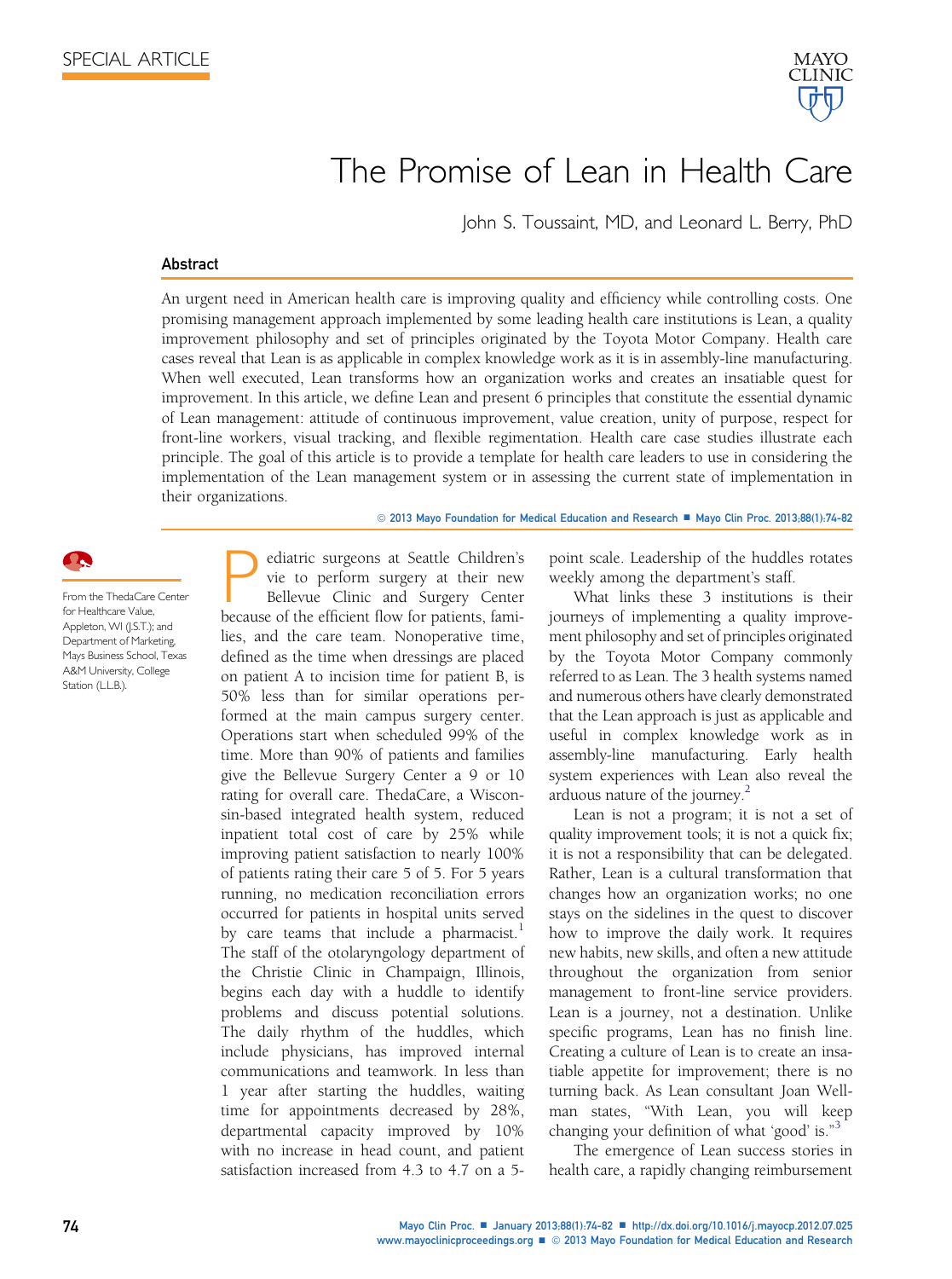SPECIAL ARTICLE

# The Promise of Lean in Health Care

John S. Toussaint, MD, and Leonard L. Berry, PhD

## Abstract

An urgent need in American health care is improving quality and efficiency while controlling costs. One promising management approach implemented by some leading health care institutions is Lean, a quality improvement philosophy and set of principles originated by the Toyota Motor Company. Health care cases reveal that Lean is as applicable in complex knowledge work as it is in assembly-line manufacturing. When well executed, Lean transforms how an organization works and creates an insatiable quest for improvement. In this article, we define Lean and present 6 principles that constitute the essential dynamic of Lean management: attitude of continuous improvement, value creation, unity of purpose, respect for front-line workers, visual tracking, and flexible regimentation. Health care case studies illustrate each principle. The goal of this article is to provide a template for health care leaders to use in considering the implementation of the Lean management system or in assessing the current state of implementation in their organizations.

© 2013 Mayo Foundation for Medical Education and Research ■ Mayo Clin Proc. 2013;88(1):74-82

From the ThedaCare Center for Healthcare Value, Appleton, WI (J.S.T.); and Department of Marketing, Mays Business School, Texas A&M University, College Station (L.L.B.).

Pediatric surgeons at Seattle Children's vie to perform surgery at their new Bellevue Clinic and Surgery Center because of the efficient flow for patients, families, and the care team. Nonoperative time, defined as the time when dressings are placed on patient A to incision time for patient B, is 50% less than for similar operations performed at the main campus surgery center. Operations start when scheduled 99% of the time. More than 90% of patients and families give the Bellevue Surgery Center a 9 or 10 rating for overall care. ThedaCare, a Wisconsin-based integrated health system, reduced inpatient total cost of care by 25% while improving patient satisfaction to nearly 100% of patients rating their care 5 of 5. For 5 years running, no medication reconciliation errors occurred for patients in hospital units served by care teams that include a pharmacist.[1] The staff of the otolaryngology department of the Christie Clinic in Champaign, Illinois, begins each day with a huddle to identify problems and discuss potential solutions. The daily rhythm of the huddles, which include physicians, has improved internal communications and teamwork. In less than 1 year after starting the huddles, waiting time for appointments decreased by 28%, departmental capacity improved by 10% with no increase in head count, and patient satisfaction increased from 4.3 to 4.7 on a 5-point scale. Leadership of the huddles rotates weekly among the department's staff.

What links these 3 institutions is their journeys of implementing a quality improvement philosophy and set of principles originated by the Toyota Motor Company commonly referred to as Lean. The 3 health systems named and numerous others have clearly demonstrated that the Lean approach is just as applicable and useful in complex knowledge work as in assembly-line manufacturing. Early health system experiences with Lean also reveal the arduous nature of the journey.[2]

Lean is not a program; it is not a set of quality improvement tools; it is not a quick fix; it is not a responsibility that can be delegated. Rather, Lean is a cultural transformation that changes how an organization works; no one stays on the sidelines in the quest to discover how to improve the daily work. It requires new habits, new skills, and often a new attitude throughout the organization from senior management to front-line service providers. Lean is a journey, not a destination. Unlike specific programs, Lean has no finish line. Creating a culture of Lean is to create an insatiable appetite for improvement; there is no turning back. As Lean consultant Joan Wellman states, "With Lean, you will keep changing your definition of what 'good' is."[3]

The emergence of Lean success stories in health care, a rapidly changing reimbursement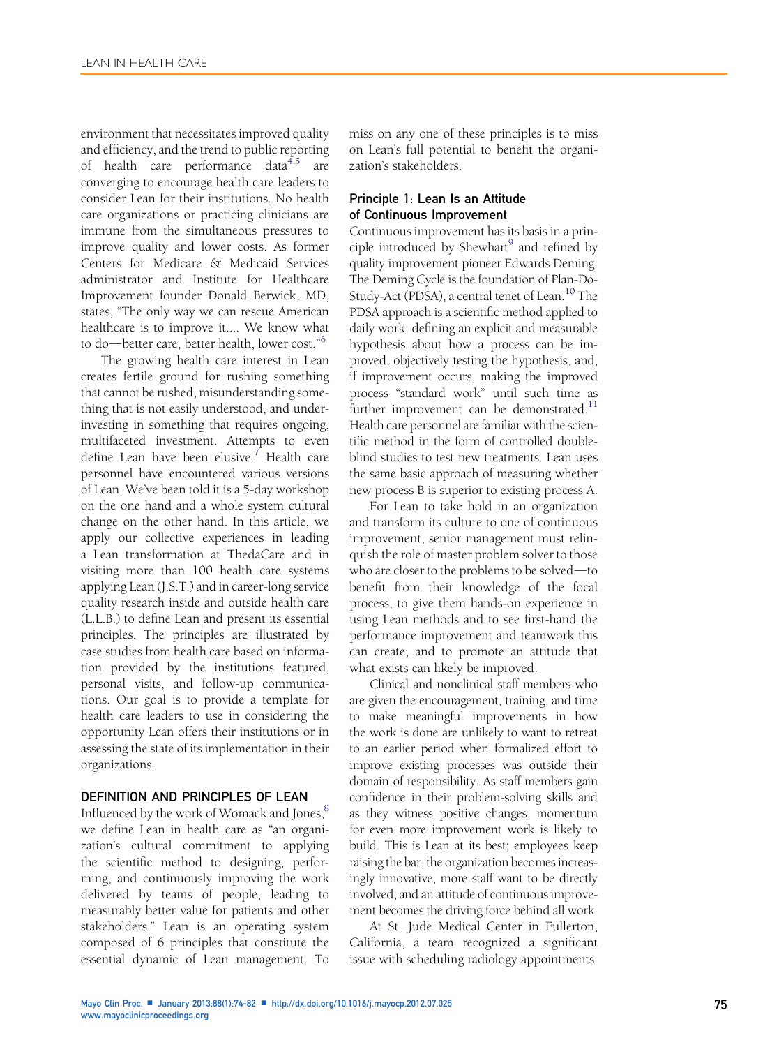environment that necessitates improved quality and efficiency, and the trend to public reporting of health care performance data[4,5] are converging to encourage health care leaders to consider Lean for their institutions. No health care organizations or practicing clinicians are immune from the simultaneous pressures to improve quality and lower costs. As former Centers for Medicare & Medicaid Services administrator and Institute for Healthcare Improvement founder Donald Berwick, MD, states, "The only way we can rescue American healthcare is to improve it.... We know what to do—better care, better health, lower cost."[6]

The growing health care interest in Lean creates fertile ground for rushing something that cannot be rushed, misunderstanding something that is not easily understood, and underinvesting in something that requires ongoing, multifaceted investment. Attempts to even define Lean have been elusive.[7] Health care personnel have encountered various versions of Lean. We've been told it is a 5-day workshop on the one hand and a whole system cultural change on the other hand. In this article, we apply our collective experiences in leading a Lean transformation at ThedaCare and in visiting more than 100 health care systems applying Lean (J.S.T.) and in career-long service quality research inside and outside health care (L.L.B.) to define Lean and present its essential principles. The principles are illustrated by case studies from health care based on information provided by the institutions featured, personal visits, and follow-up communications. Our goal is to provide a template for health care leaders to use in considering the opportunity Lean offers their institutions or in assessing the state of its implementation in their organizations.

## DEFINITION AND PRINCIPLES OF LEAN

Influenced by the work of Womack and Jones,[8] we define Lean in health care as "an organization's cultural commitment to applying the scientific method to designing, performing, and continuously improving the work delivered by teams of people, leading to measurably better value for patients and other stakeholders." Lean is an operating system composed of 6 principles that constitute the essential dynamic of Lean management. To miss on any one of these principles is to miss on Lean's full potential to benefit the organization's stakeholders.

### Principle 1: Lean Is an Attitude of Continuous Improvement

Continuous improvement has its basis in a principle introduced by Shewhart[9] and refined by quality improvement pioneer Edwards Deming. The Deming Cycle is the foundation of Plan-Do-Study-Act (PDSA), a central tenet of Lean.[10] The PDSA approach is a scientific method applied to daily work: defining an explicit and measurable hypothesis about how a process can be improved, objectively testing the hypothesis, and, if improvement occurs, making the improved process "standard work" until such time as further improvement can be demonstrated.[11] Health care personnel are familiar with the scientific method in the form of controlled double-blind studies to test new treatments. Lean uses the same basic approach of measuring whether new process B is superior to existing process A.

For Lean to take hold in an organization and transform its culture to one of continuous improvement, senior management must relinquish the role of master problem solver to those who are closer to the problems to be solved—to benefit from their knowledge of the focal process, to give them hands-on experience in using Lean methods and to see first-hand the performance improvement and teamwork this can create, and to promote an attitude that what exists can likely be improved.

Clinical and nonclinical staff members who are given the encouragement, training, and time to make meaningful improvements in how the work is done are unlikely to want to retreat to an earlier period when formalized effort to improve existing processes was outside their domain of responsibility. As staff members gain confidence in their problem-solving skills and as they witness positive changes, momentum for even more improvement work is likely to build. This is Lean at its best; employees keep raising the bar, the organization becomes increasingly innovative, more staff want to be directly involved, and an attitude of continuous improvement becomes the driving force behind all work.

At St. Jude Medical Center in Fullerton, California, a team recognized a significant issue with scheduling radiology appointments.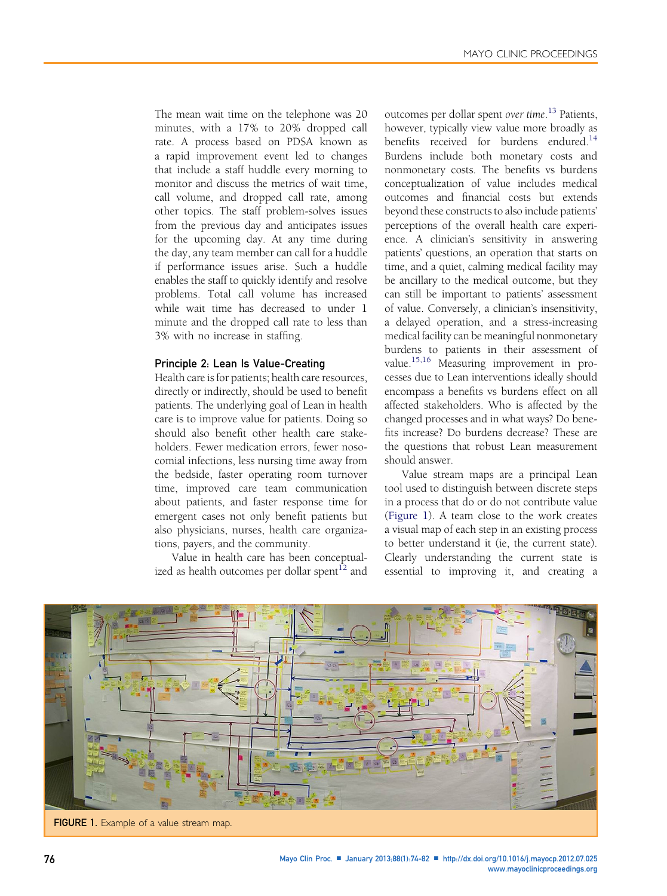The mean wait time on the telephone was 20 minutes, with a 17% to 20% dropped call rate. A process based on PDSA known as a rapid improvement event led to changes that include a staff huddle every morning to monitor and discuss the metrics of wait time, call volume, and dropped call rate, among other topics. The staff problem-solves issues from the previous day and anticipates issues for the upcoming day. At any time during the day, any team member can call for a huddle if performance issues arise. Such a huddle enables the staff to quickly identify and resolve problems. Total call volume has increased while wait time has decreased to under 1 minute and the dropped call rate to less than 3% with no increase in staffing.

#### Principle 2: Lean Is Value-Creating

Health care is for patients; health care resources, directly or indirectly, should be used to benefit patients. The underlying goal of Lean in health care is to improve value for patients. Doing so should also benefit other health care stakeholders. Fewer medication errors, fewer nosocomial infections, less nursing time away from the bedside, faster operating room turnover time, improved care team communication about patients, and faster response time for emergent cases not only benefit patients but also physicians, nurses, health care organizations, payers, and the community.

Value in health care has been conceptualized as health outcomes per dollar spent[12] and outcomes per dollar spent *over time*.[13] Patients, however, typically view value more broadly as benefits received for burdens endured.[14] Burdens include both monetary costs and nonmonetary costs. The benefits vs burdens conceptualization of value includes medical outcomes and financial costs but extends beyond these constructs to also include patients' perceptions of the overall health care experience. A clinician's sensitivity in answering patients' questions, an operation that starts on time, and a quiet, calming medical facility may be ancillary to the medical outcome, but they can still be important to patients' assessment of value. Conversely, a clinician's insensitivity, a delayed operation, and a stress-increasing medical facility can be meaningful nonmonetary burdens to patients in their assessment of value.[15,16] Measuring improvement in processes due to Lean interventions ideally should encompass a benefits vs burdens effect on all affected stakeholders. Who is affected by the changed processes and in what ways? Do benefits increase? Do burdens decrease? These are the questions that robust Lean measurement should answer.

Value stream maps are a principal Lean tool used to distinguish between discrete steps in a process that do or do not contribute value (Figure 1). A team close to the work creates a visual map of each step in an existing process to better understand it (ie, the current state). Clearly understanding the current state is essential to improving it, and creating a

**FIGURE 1.** Example of a value stream map.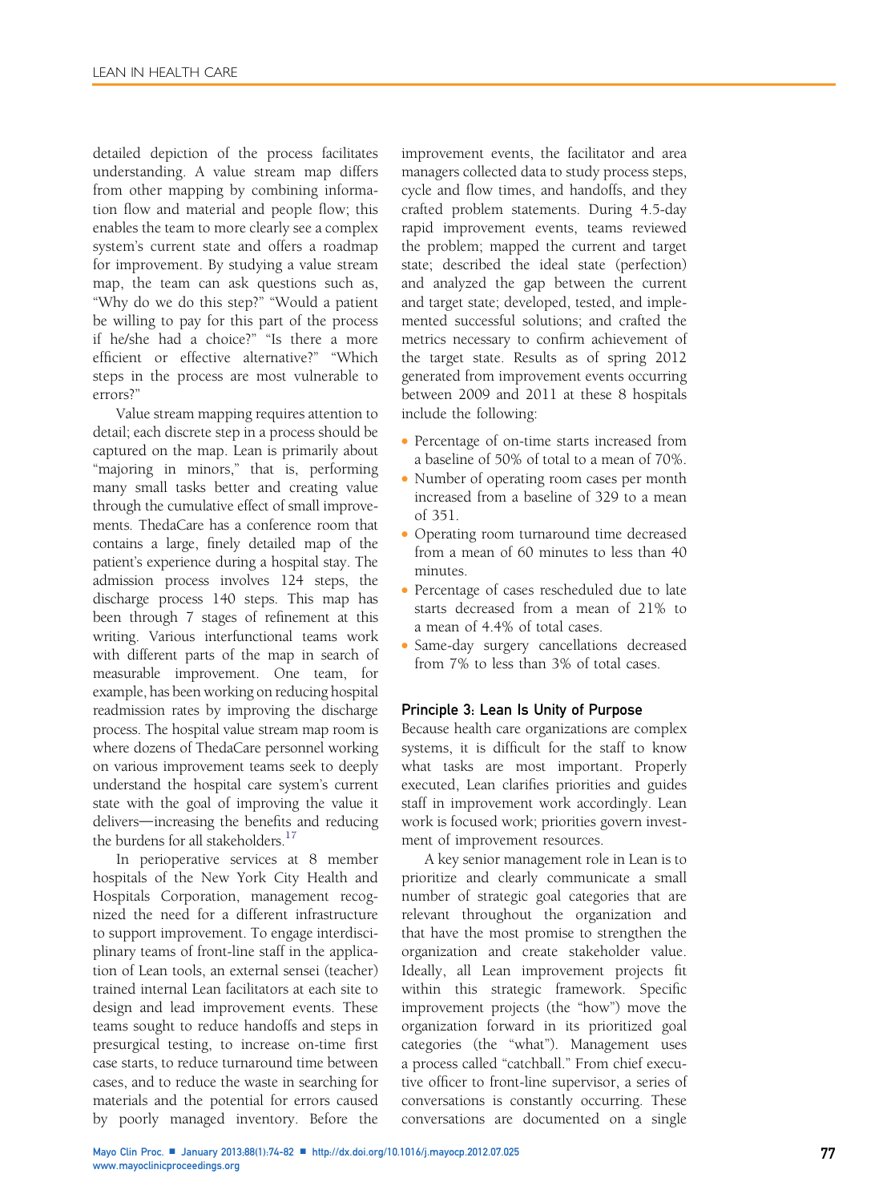detailed depiction of the process facilitates understanding. A value stream map differs from other mapping by combining information flow and material and people flow; this enables the team to more clearly see a complex system's current state and offers a roadmap for improvement. By studying a value stream map, the team can ask questions such as, "Why do we do this step?" "Would a patient be willing to pay for this part of the process if he/she had a choice?" "Is there a more efficient or effective alternative?" "Which steps in the process are most vulnerable to errors?"

Value stream mapping requires attention to detail; each discrete step in a process should be captured on the map. Lean is primarily about "majoring in minors," that is, performing many small tasks better and creating value through the cumulative effect of small improvements. ThedaCare has a conference room that contains a large, finely detailed map of the patient's experience during a hospital stay. The admission process involves 124 steps, the discharge process 140 steps. This map has been through 7 stages of refinement at this writing. Various interfunctional teams work with different parts of the map in search of measurable improvement. One team, for example, has been working on reducing hospital readmission rates by improving the discharge process. The hospital value stream map room is where dozens of ThedaCare personnel working on various improvement teams seek to deeply understand the hospital care system's current state with the goal of improving the value it delivers—increasing the benefits and reducing the burdens for all stakeholders.[17]

In perioperative services at 8 member hospitals of the New York City Health and Hospitals Corporation, management recognized the need for a different infrastructure to support improvement. To engage interdisciplinary teams of front-line staff in the application of Lean tools, an external sensei (teacher) trained internal Lean facilitators at each site to design and lead improvement events. These teams sought to reduce handoffs and steps in presurgical testing, to increase on-time first case starts, to reduce turnaround time between cases, and to reduce the waste in searching for materials and the potential for errors caused by poorly managed inventory. Before the improvement events, the facilitator and area managers collected data to study process steps, cycle and flow times, and handoffs, and they crafted problem statements. During 4.5-day rapid improvement events, teams reviewed the problem; mapped the current and target state; described the ideal state (perfection) and analyzed the gap between the current and target state; developed, tested, and implemented successful solutions; and crafted the metrics necessary to confirm achievement of the target state. Results as of spring 2012 generated from improvement events occurring between 2009 and 2011 at these 8 hospitals include the following:

- Percentage of on-time starts increased from a baseline of 50% of total to a mean of 70%.
- Number of operating room cases per month increased from a baseline of 329 to a mean of 351.
- Operating room turnaround time decreased from a mean of 60 minutes to less than 40 minutes.
- Percentage of cases rescheduled due to late starts decreased from a mean of 21% to a mean of 4.4% of total cases.
- Same-day surgery cancellations decreased from 7% to less than 3% of total cases.

### Principle 3: Lean Is Unity of Purpose

Because health care organizations are complex systems, it is difficult for the staff to know what tasks are most important. Properly executed, Lean clarifies priorities and guides staff in improvement work accordingly. Lean work is focused work; priorities govern investment of improvement resources.

A key senior management role in Lean is to prioritize and clearly communicate a small number of strategic goal categories that are relevant throughout the organization and that have the most promise to strengthen the organization and create stakeholder value. Ideally, all Lean improvement projects fit within this strategic framework. Specific improvement projects (the "how") move the organization forward in its prioritized goal categories (the "what"). Management uses a process called "catchball." From chief executive officer to front-line supervisor, a series of conversations is constantly occurring. These conversations are documented on a single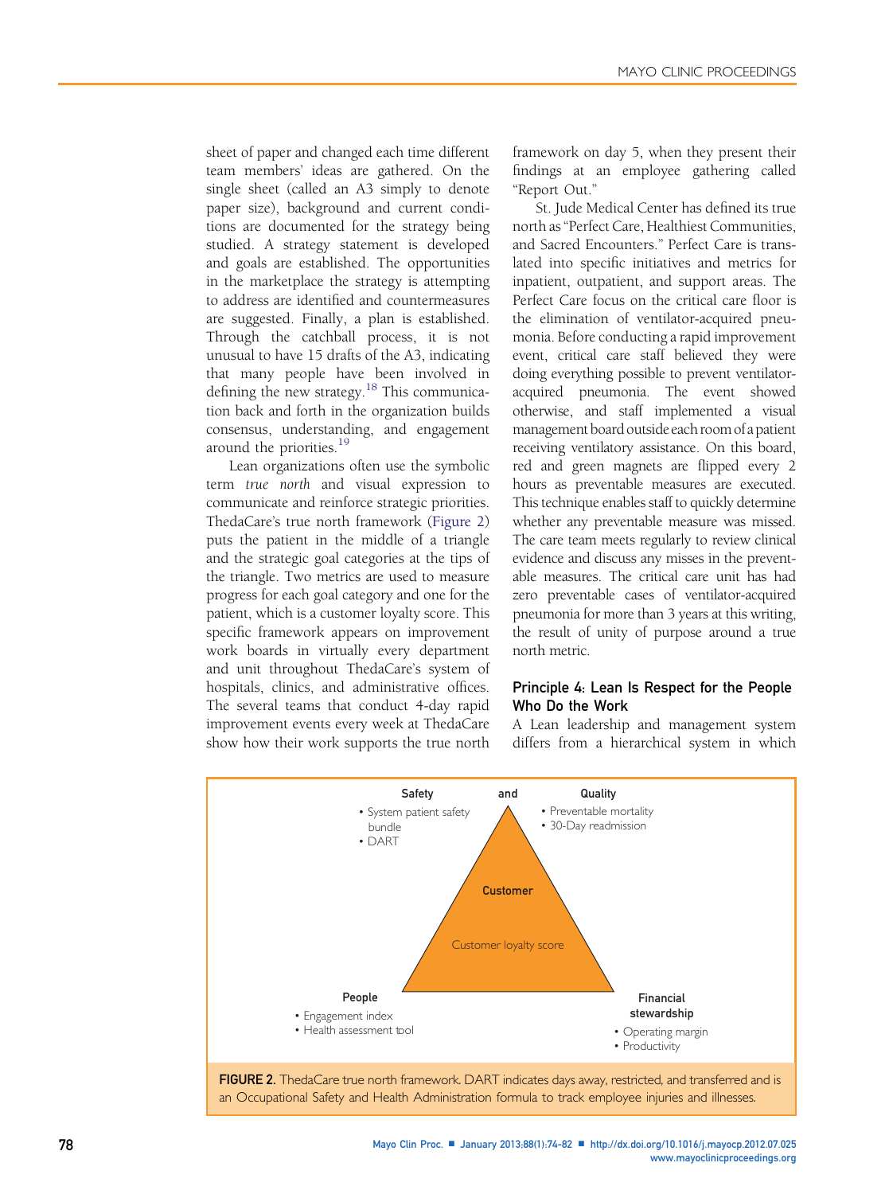sheet of paper and changed each time different team members' ideas are gathered. On the single sheet (called an A3 simply to denote paper size), background and current conditions are documented for the strategy being studied. A strategy statement is developed and goals are established. The opportunities in the marketplace the strategy is attempting to address are identified and countermeasures are suggested. Finally, a plan is established. Through the catchball process, it is not unusual to have 15 drafts of the A3, indicating that many people have been involved in defining the new strategy.[18] This communication back and forth in the organization builds consensus, understanding, and engagement around the priorities.[19]

Lean organizations often use the symbolic term *true north* and visual expression to communicate and reinforce strategic priorities. ThedaCare's true north framework (Figure 2) puts the patient in the middle of a triangle and the strategic goal categories at the tips of the triangle. Two metrics are used to measure progress for each goal category and one for the patient, which is a customer loyalty score. This specific framework appears on improvement work boards in virtually every department and unit throughout ThedaCare's system of hospitals, clinics, and administrative offices. The several teams that conduct 4-day rapid improvement events every week at ThedaCare show how their work supports the true north framework on day 5, when they present their findings at an employee gathering called "Report Out."

St. Jude Medical Center has defined its true north as "Perfect Care, Healthiest Communities, and Sacred Encounters." Perfect Care is translated into specific initiatives and metrics for inpatient, outpatient, and support areas. The Perfect Care focus on the critical care floor is the elimination of ventilator-acquired pneumonia. Before conducting a rapid improvement event, critical care staff believed they were doing everything possible to prevent ventilator-acquired pneumonia. The event showed otherwise, and staff implemented a visual management board outside each room of a patient receiving ventilatory assistance. On this board, red and green magnets are flipped every 2 hours as preventable measures are executed. This technique enables staff to quickly determine whether any preventable measure was missed. The care team meets regularly to review clinical evidence and discuss any misses in the preventable measures. The critical care unit has had zero preventable cases of ventilator-acquired pneumonia for more than 3 years at this writing, the result of unity of purpose around a true north metric.

## Principle 4: Lean Is Respect for the People Who Do the Work

A Lean leadership and management system differs from a hierarchical system in which

**Safety and Quality**
- System patient safety bundle
- DART
- Preventable mortality
- 30-Day readmission

**Customer**
Customer loyalty score

**People**
- Engagement index
- Health assessment tool

**Financial stewardship**
- Operating margin
- Productivity

**FIGURE 2.** ThedaCare true north framework. DART indicates days away, restricted, and transferred and is an Occupational Safety and Health Administration formula to track employee injuries and illnesses.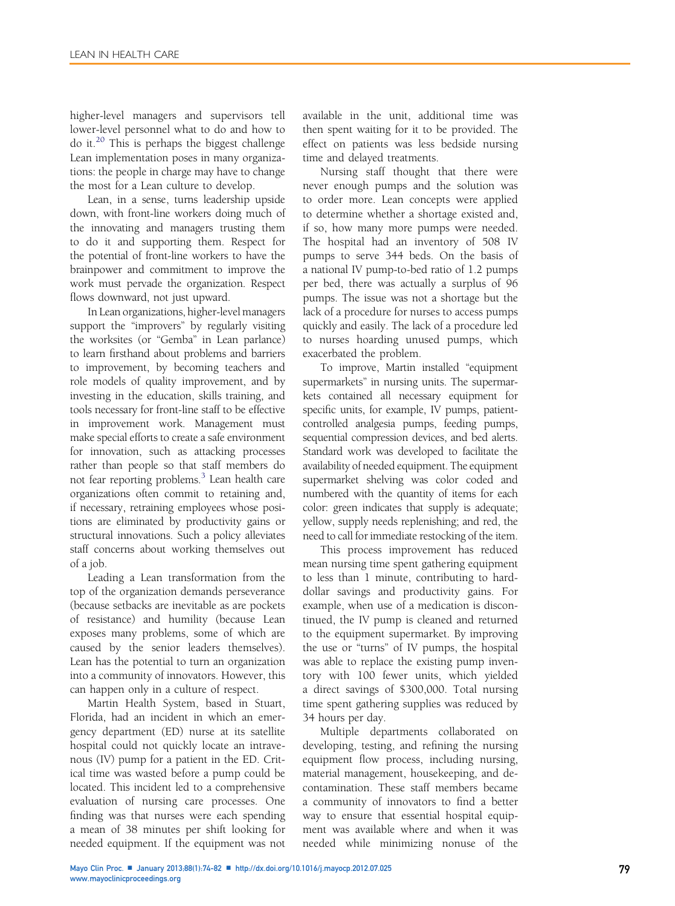higher-level managers and supervisors tell lower-level personnel what to do and how to do it.[20] This is perhaps the biggest challenge Lean implementation poses in many organizations: the people in charge may have to change the most for a Lean culture to develop.

Lean, in a sense, turns leadership upside down, with front-line workers doing much of the innovating and managers trusting them to do it and supporting them. Respect for the potential of front-line workers to have the brainpower and commitment to improve the work must pervade the organization. Respect flows downward, not just upward.

In Lean organizations, higher-level managers support the "improvers" by regularly visiting the worksites (or "Gemba" in Lean parlance) to learn firsthand about problems and barriers to improvement, by becoming teachers and role models of quality improvement, and by investing in the education, skills training, and tools necessary for front-line staff to be effective in improvement work. Management must make special efforts to create a safe environment for innovation, such as attacking processes rather than people so that staff members do not fear reporting problems.[3] Lean health care organizations often commit to retaining and, if necessary, retraining employees whose positions are eliminated by productivity gains or structural innovations. Such a policy alleviates staff concerns about working themselves out of a job.

Leading a Lean transformation from the top of the organization demands perseverance (because setbacks are inevitable as are pockets of resistance) and humility (because Lean exposes many problems, some of which are caused by the senior leaders themselves). Lean has the potential to turn an organization into a community of innovators. However, this can happen only in a culture of respect.

Martin Health System, based in Stuart, Florida, had an incident in which an emergency department (ED) nurse at its satellite hospital could not quickly locate an intravenous (IV) pump for a patient in the ED. Critical time was wasted before a pump could be located. This incident led to a comprehensive evaluation of nursing care processes. One finding was that nurses were each spending a mean of 38 minutes per shift looking for needed equipment. If the equipment was not available in the unit, additional time was then spent waiting for it to be provided. The effect on patients was less bedside nursing time and delayed treatments.

Nursing staff thought that there were never enough pumps and the solution was to order more. Lean concepts were applied to determine whether a shortage existed and, if so, how many more pumps were needed. The hospital had an inventory of 508 IV pumps to serve 344 beds. On the basis of a national IV pump-to-bed ratio of 1.2 pumps per bed, there was actually a surplus of 96 pumps. The issue was not a shortage but the lack of a procedure for nurses to access pumps quickly and easily. The lack of a procedure led to nurses hoarding unused pumps, which exacerbated the problem.

To improve, Martin installed "equipment supermarkets" in nursing units. The supermarkets contained all necessary equipment for specific units, for example, IV pumps, patient-controlled analgesia pumps, feeding pumps, sequential compression devices, and bed alerts. Standard work was developed to facilitate the availability of needed equipment. The equipment supermarket shelving was color coded and numbered with the quantity of items for each color: green indicates that supply is adequate; yellow, supply needs replenishing; and red, the need to call for immediate restocking of the item.

This process improvement has reduced mean nursing time spent gathering equipment to less than 1 minute, contributing to hard-dollar savings and productivity gains. For example, when use of a medication is discontinued, the IV pump is cleaned and returned to the equipment supermarket. By improving the use or "turns" of IV pumps, the hospital was able to replace the existing pump inventory with 100 fewer units, which yielded a direct savings of $300,000. Total nursing time spent gathering supplies was reduced by 34 hours per day.

Multiple departments collaborated on developing, testing, and refining the nursing equipment flow process, including nursing, material management, housekeeping, and decontamination. These staff members became a community of innovators to find a better way to ensure that essential hospital equipment was available where and when it was needed while minimizing nonuse of the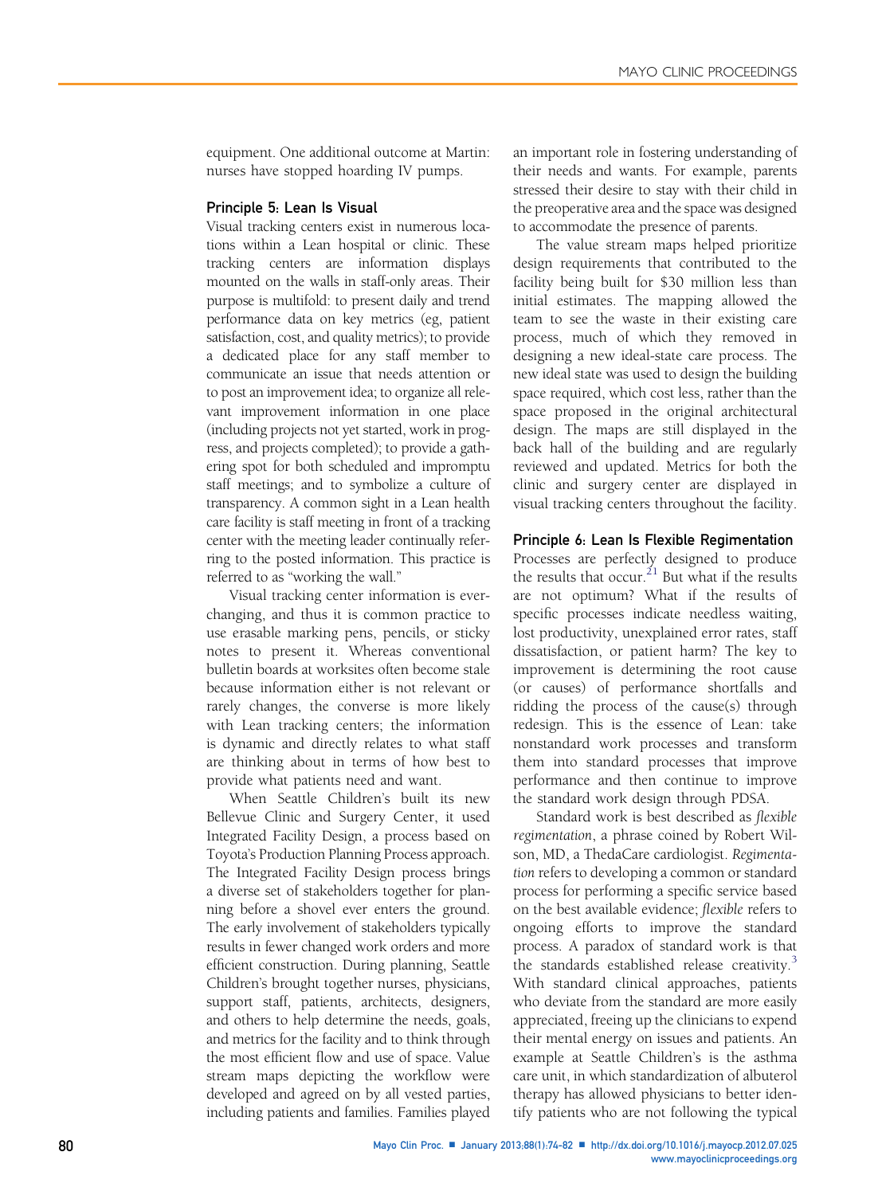equipment. One additional outcome at Martin: nurses have stopped hoarding IV pumps.

### Principle 5: Lean Is Visual

Visual tracking centers exist in numerous locations within a Lean hospital or clinic. These tracking centers are information displays mounted on the walls in staff-only areas. Their purpose is multifold: to present daily and trend performance data on key metrics (eg, patient satisfaction, cost, and quality metrics); to provide a dedicated place for any staff member to communicate an issue that needs attention or to post an improvement idea; to organize all relevant improvement information in one place (including projects not yet started, work in progress, and projects completed); to provide a gathering spot for both scheduled and impromptu staff meetings; and to symbolize a culture of transparency. A common sight in a Lean health care facility is staff meeting in front of a tracking center with the meeting leader continually referring to the posted information. This practice is referred to as "working the wall."

Visual tracking center information is ever-changing, and thus it is common practice to use erasable marking pens, pencils, or sticky notes to present it. Whereas conventional bulletin boards at worksites often become stale because information either is not relevant or rarely changes, the converse is more likely with Lean tracking centers; the information is dynamic and directly relates to what staff are thinking about in terms of how best to provide what patients need and want.

When Seattle Children's built its new Bellevue Clinic and Surgery Center, it used Integrated Facility Design, a process based on Toyota's Production Planning Process approach. The Integrated Facility Design process brings a diverse set of stakeholders together for planning before a shovel ever enters the ground. The early involvement of stakeholders typically results in fewer changed work orders and more efficient construction. During planning, Seattle Children's brought together nurses, physicians, support staff, patients, architects, designers, and others to help determine the needs, goals, and metrics for the facility and to think through the most efficient flow and use of space. Value stream maps depicting the workflow were developed and agreed on by all vested parties, including patients and families. Families played an important role in fostering understanding of their needs and wants. For example, parents stressed their desire to stay with their child in the preoperative area and the space was designed to accommodate the presence of parents.

The value stream maps helped prioritize design requirements that contributed to the facility being built for $30 million less than initial estimates. The mapping allowed the team to see the waste in their existing care process, much of which they removed in designing a new ideal-state care process. The new ideal state was used to design the building space required, which cost less, rather than the space proposed in the original architectural design. The maps are still displayed in the back hall of the building and are regularly reviewed and updated. Metrics for both the clinic and surgery center are displayed in visual tracking centers throughout the facility.

### Principle 6: Lean Is Flexible Regimentation

Processes are perfectly designed to produce the results that occur.[21] But what if the results are not optimum? What if the results of specific processes indicate needless waiting, lost productivity, unexplained error rates, staff dissatisfaction, or patient harm? The key to improvement is determining the root cause (or causes) of performance shortfalls and ridding the process of the cause(s) through redesign. This is the essence of Lean: take nonstandard work processes and transform them into standard processes that improve performance and then continue to improve the standard work design through PDSA.

Standard work is best described as *flexible regimentation*, a phrase coined by Robert Wilson, MD, a ThedaCare cardiologist. *Regimentation* refers to developing a common or standard process for performing a specific service based on the best available evidence; *flexible* refers to ongoing efforts to improve the standard process. A paradox of standard work is that the standards established release creativity.[3] With standard clinical approaches, patients who deviate from the standard are more easily appreciated, freeing up the clinicians to expend their mental energy on issues and patients. An example at Seattle Children's is the asthma care unit, in which standardization of albuterol therapy has allowed physicians to better identify patients who are not following the typical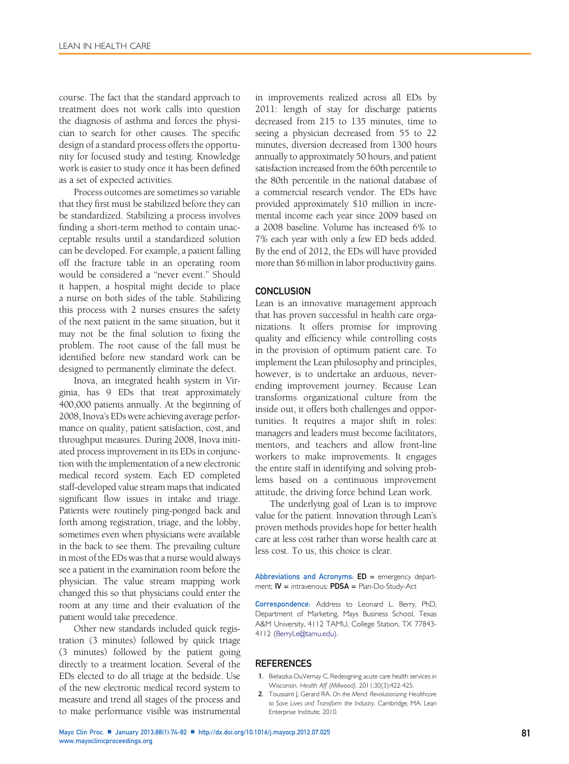course. The fact that the standard approach to treatment does not work calls into question the diagnosis of asthma and forces the physician to search for other causes. The specific design of a standard process offers the opportunity for focused study and testing. Knowledge work is easier to study once it has been defined as a set of expected activities.

Process outcomes are sometimes so variable that they first must be stabilized before they can be standardized. Stabilizing a process involves finding a short-term method to contain unacceptable results until a standardized solution can be developed. For example, a patient falling off the fracture table in an operating room would be considered a "never event." Should it happen, a hospital might decide to place a nurse on both sides of the table. Stabilizing this process with 2 nurses ensures the safety of the next patient in the same situation, but it may not be the final solution to fixing the problem. The root cause of the fall must be identified before new standard work can be designed to permanently eliminate the defect.

Inova, an integrated health system in Virginia, has 9 EDs that treat approximately 400,000 patients annually. At the beginning of 2008, Inova's EDs were achieving average performance on quality, patient satisfaction, cost, and throughput measures. During 2008, Inova initiated process improvement in its EDs in conjunction with the implementation of a new electronic medical record system. Each ED completed staff-developed value stream maps that indicated significant flow issues in intake and triage. Patients were routinely ping-ponged back and forth among registration, triage, and the lobby, sometimes even when physicians were available in the back to see them. The prevailing culture in most of the EDs was that a nurse would always see a patient in the examination room before the physician. The value stream mapping work changed this so that physicians could enter the room at any time and their evaluation of the patient would take precedence.

Other new standards included quick registration (3 minutes) followed by quick triage (3 minutes) followed by the patient going directly to a treatment location. Several of the EDs elected to do all triage at the bedside. Use of the new electronic medical record system to measure and trend all stages of the process and to make performance visible was instrumental in improvements realized across all EDs by 2011: length of stay for discharge patients decreased from 215 to 135 minutes, time to seeing a physician decreased from 55 to 22 minutes, diversion decreased from 1300 hours annually to approximately 50 hours, and patient satisfaction increased from the 60th percentile to the 80th percentile in the national database of a commercial research vendor. The EDs have provided approximately $10 million in incremental income each year since 2009 based on a 2008 baseline. Volume has increased 6% to 7% each year with only a few ED beds added. By the end of 2012, the EDs will have provided more than $6 million in labor productivity gains.

## CONCLUSION

Lean is an innovative management approach that has proven successful in health care organizations. It offers promise for improving quality and efficiency while controlling costs in the provision of optimum patient care. To implement the Lean philosophy and principles, however, is to undertake an arduous, never-ending improvement journey. Because Lean transforms organizational culture from the inside out, it offers both challenges and opportunities. It requires a major shift in roles: managers and leaders must become facilitators, mentors, and teachers and allow front-line workers to make improvements. It engages the entire staff in identifying and solving problems based on a continuous improvement attitude, the driving force behind Lean work.

The underlying goal of Lean is to improve value for the patient. Innovation through Lean's proven methods provides hope for better health care at less cost rather than worse health care at less cost. To us, this choice is clear.

**Abbreviations and Acronyms:** **ED** = emergency department; **IV** = intravenous; **PDSA** = Plan-Do-Study-Act

**Correspondence:** Address to Leonard L. Berry, PhD, Department of Marketing, Mays Business School, Texas A&M University, 4112 TAMU, College Station, TX 77843-4112 (BerryLe@tamu.edu).

## REFERENCES

1. Bielaszka-DuVernay C. Redesigning acute care health services in Wisconsin. *Health Aff (Millwood)*. 2011;30(3):422-425.
2. Toussaint J, Gerard RA. *On the Mend: Revolutionizing Healthcare to Save Lives and Transform the Industry*. Cambridge, MA: Lean Enterprise Institute; 2010.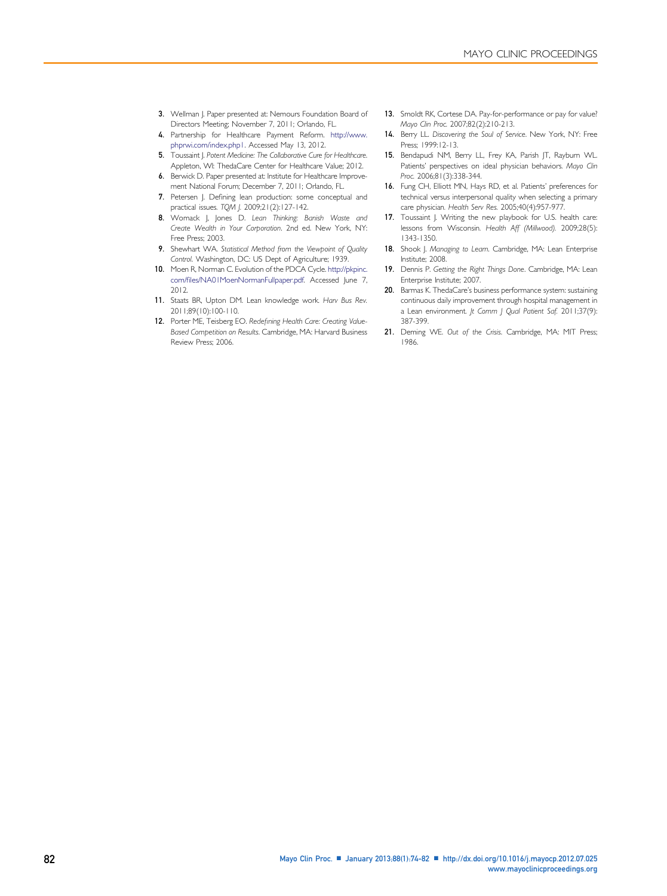3. Wellman J. Paper presented at: Nemours Foundation Board of Directors Meeting; November 7, 2011; Orlando, FL.
4. Partnership for Healthcare Payment Reform. http://www.phprwi.com/index.php1. Accessed May 13, 2012.
5. Toussaint J. *Potent Medicine: The Collaborative Cure for Healthcare.* Appleton, WI: ThedaCare Center for Healthcare Value; 2012.
6. Berwick D. Paper presented at: Institute for Healthcare Improvement National Forum; December 7, 2011; Orlando, FL.
7. Petersen J. Defining lean production: some conceptual and practical issues. *TQM J.* 2009;21(2):127-142.
8. Womack J, Jones D. *Lean Thinking: Banish Waste and Create Wealth in Your Corporation*. 2nd ed. New York, NY: Free Press; 2003.
9. Shewhart WA. *Statistical Method from the Viewpoint of Quality Control.* Washington, DC: US Dept of Agriculture; 1939.
10. Moen R, Norman C. Evolution of the PDCA Cycle. http://pkpinc.com/files/NA01MoenNormanFullpaper.pdf. Accessed June 7, 2012.
11. Staats BR, Upton DM. Lean knowledge work. *Harv Bus Rev.* 2011;89(10):100-110.
12. Porter ME, Teisberg EO. *Redefining Health Care: Creating Value-Based Competition on Results*. Cambridge, MA: Harvard Business Review Press; 2006.
13. Smoldt RK, Cortese DA. Pay-for-performance or pay for value? *Mayo Clin Proc.* 2007;82(2):210-213.
14. Berry LL. *Discovering the Soul of Service*. New York, NY: Free Press; 1999:12-13.
15. Bendapudi NM, Berry LL, Frey KA, Parish JT, Rayburn WL. Patients' perspectives on ideal physician behaviors. *Mayo Clin Proc.* 2006;81(3):338-344.
16. Fung CH, Elliott MN, Hays RD, et al. Patients' preferences for technical versus interpersonal quality when selecting a primary care physician. *Health Serv Res.* 2005;40(4):957-977.
17. Toussaint J. Writing the new playbook for U.S. health care: lessons from Wisconsin. *Health Aff (Millwood).* 2009;28(5):1343-1350.
18. Shook J. *Managing to Learn*. Cambridge, MA: Lean Enterprise Institute; 2008.
19. Dennis P. *Getting the Right Things Done*. Cambridge, MA: Lean Enterprise Institute; 2007.
20. Barnas K. ThedaCare's business performance system: sustaining continuous daily improvement through hospital management in a Lean environment. *Jt Comm J Qual Patient Saf.* 2011;37(9):387-399.
21. Deming WE. *Out of the Crisis*. Cambridge, MA: MIT Press; 1986.